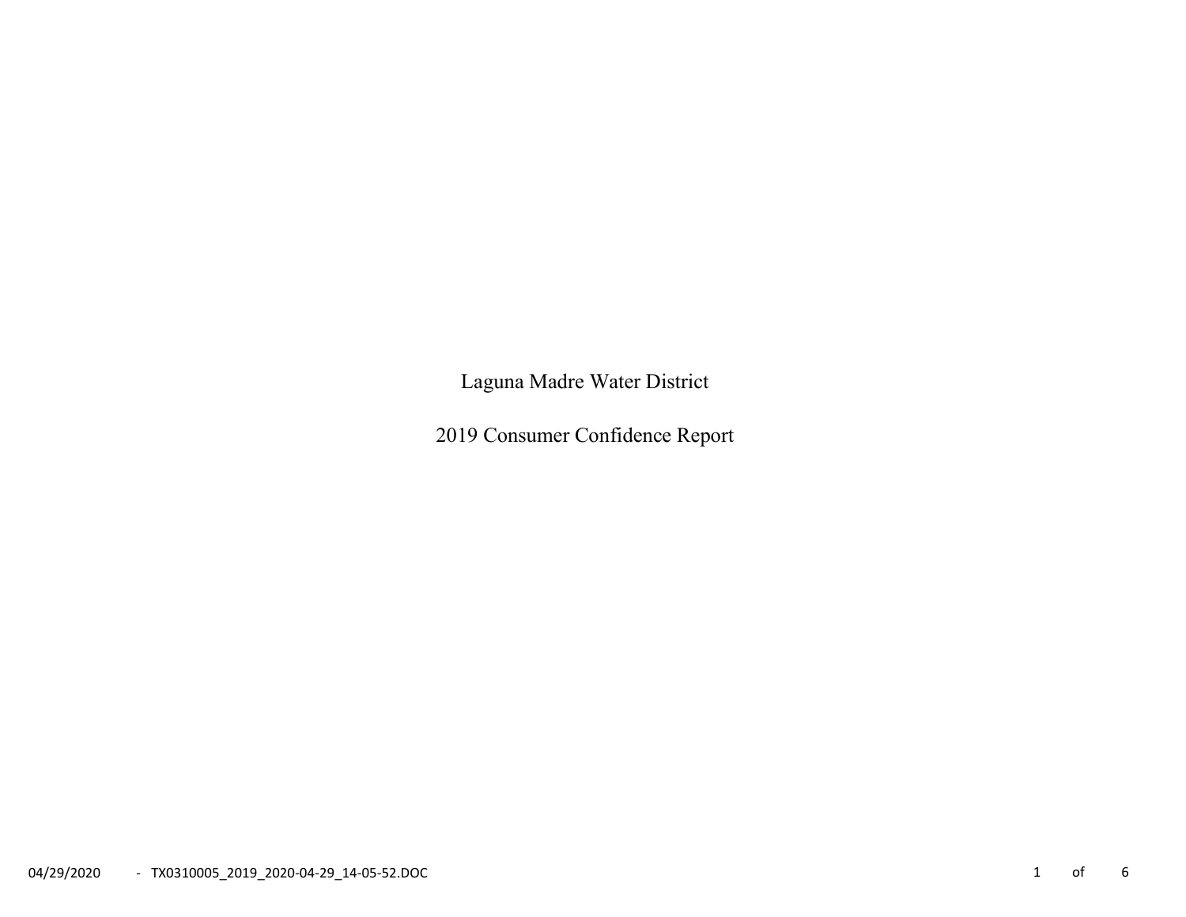# Laguna Madre Water District

## 2019 Consumer Confidence Report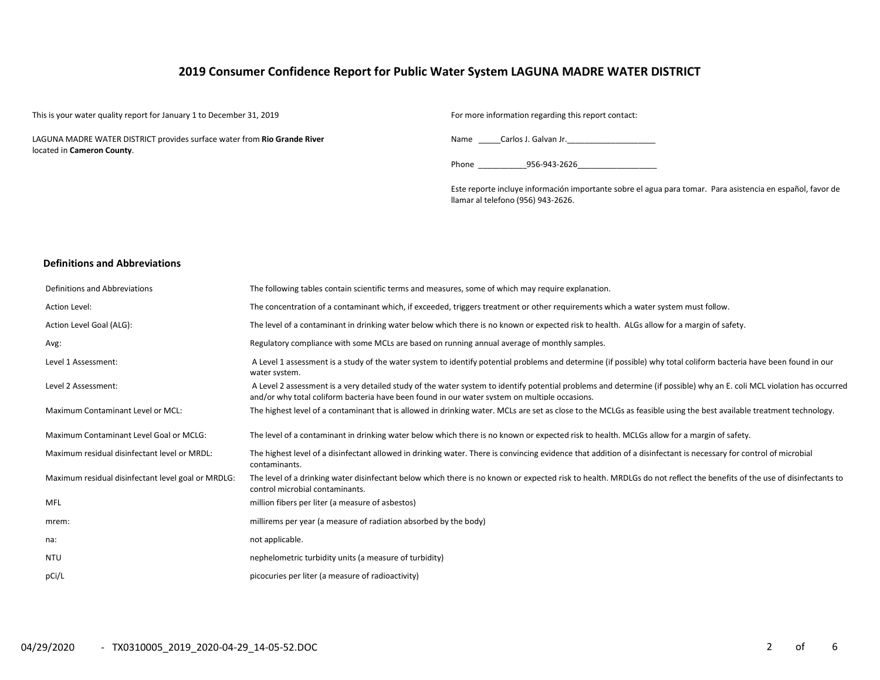# 2019 Consumer Confidence Report for Public Water System LAGUNA MADRE WATER DISTRICT

This is your water quality report for January 1 to December 31, 2019

LAGUNA MADRE WATER DISTRICT provides surface water from **Rio Grande River** located in **Cameron County**.

For more information regarding this report contact:

Name _____Carlos J. Galvan Jr.____________________

Phone ___________956-943-2626_________________

Este reporte incluye información importante sobre el agua para tomar. Para asistencia en español, favor de llamar al telefono (956) 943-2626.

## Definitions and Abbreviations

| Definitions and Abbreviations | The following tables contain scientific terms and measures, some of which may require explanation. |
|---|---|
| Action Level: | The concentration of a contaminant which, if exceeded, triggers treatment or other requirements which a water system must follow. |
| Action Level Goal (ALG): | The level of a contaminant in drinking water below which there is no known or expected risk to health. ALGs allow for a margin of safety. |
| Avg: | Regulatory compliance with some MCLs are based on running annual average of monthly samples. |
| Level 1 Assessment: | A Level 1 assessment is a study of the water system to identify potential problems and determine (if possible) why total coliform bacteria have been found in our water system. |
| Level 2 Assessment: | A Level 2 assessment is a very detailed study of the water system to identify potential problems and determine (if possible) why an E. coli MCL violation has occurred and/or why total coliform bacteria have been found in our water system on multiple occasions. |
| Maximum Contaminant Level or MCL: | The highest level of a contaminant that is allowed in drinking water. MCLs are set as close to the MCLGs as feasible using the best available treatment technology. |
| Maximum Contaminant Level Goal or MCLG: | The level of a contaminant in drinking water below which there is no known or expected risk to health. MCLGs allow for a margin of safety. |
| Maximum residual disinfectant level or MRDL: | The highest level of a disinfectant allowed in drinking water. There is convincing evidence that addition of a disinfectant is necessary for control of microbial contaminants. |
| Maximum residual disinfectant level goal or MRDLG: | The level of a drinking water disinfectant below which there is no known or expected risk to health. MRDLGs do not reflect the benefits of the use of disinfectants to control microbial contaminants. |
| MFL | million fibers per liter (a measure of asbestos) |
| mrem: | millirems per year (a measure of radiation absorbed by the body) |
| na: | not applicable. |
| NTU | nephelometric turbidity units (a measure of turbidity) |
| pCi/L | picocuries per liter (a measure of radioactivity) |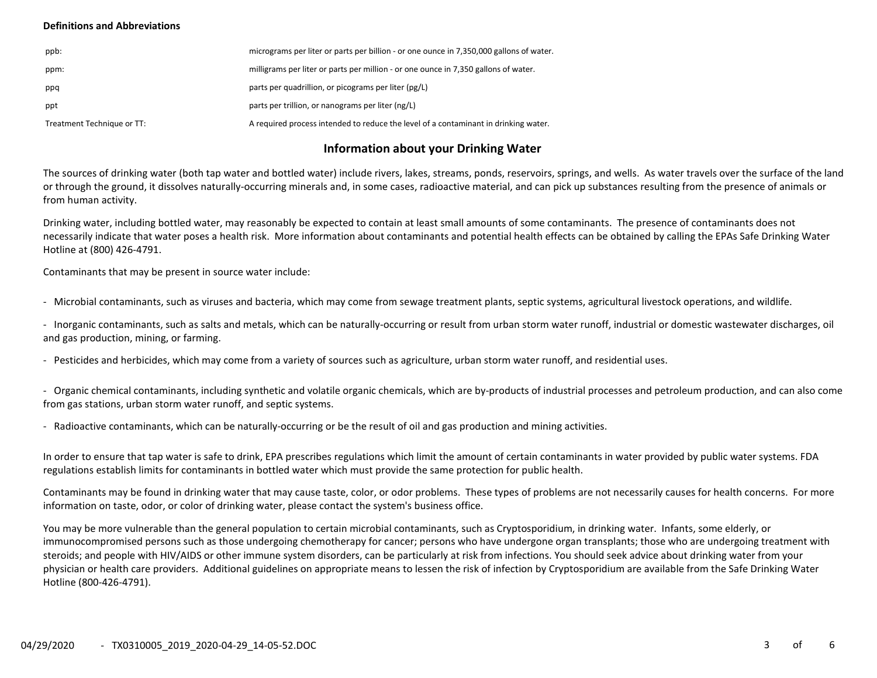**Definitions and Abbreviations**

| | |
|---|---|
| ppb: | micrograms per liter or parts per billion - or one ounce in 7,350,000 gallons of water. |
| ppm: | milligrams per liter or parts per million - or one ounce in 7,350 gallons of water. |
| ppq | parts per quadrillion, or picograms per liter (pg/L) |
| ppt | parts per trillion, or nanograms per liter (ng/L) |
| Treatment Technique or TT: | A required process intended to reduce the level of a contaminant in drinking water. |

## Information about your Drinking Water

The sources of drinking water (both tap water and bottled water) include rivers, lakes, streams, ponds, reservoirs, springs, and wells. As water travels over the surface of the land or through the ground, it dissolves naturally-occurring minerals and, in some cases, radioactive material, and can pick up substances resulting from the presence of animals or from human activity.

Drinking water, including bottled water, may reasonably be expected to contain at least small amounts of some contaminants. The presence of contaminants does not necessarily indicate that water poses a health risk. More information about contaminants and potential health effects can be obtained by calling the EPAs Safe Drinking Water Hotline at (800) 426-4791.

Contaminants that may be present in source water include:

- Microbial contaminants, such as viruses and bacteria, which may come from sewage treatment plants, septic systems, agricultural livestock operations, and wildlife.

- Inorganic contaminants, such as salts and metals, which can be naturally-occurring or result from urban storm water runoff, industrial or domestic wastewater discharges, oil and gas production, mining, or farming.

- Pesticides and herbicides, which may come from a variety of sources such as agriculture, urban storm water runoff, and residential uses.

- Organic chemical contaminants, including synthetic and volatile organic chemicals, which are by-products of industrial processes and petroleum production, and can also come from gas stations, urban storm water runoff, and septic systems.

- Radioactive contaminants, which can be naturally-occurring or be the result of oil and gas production and mining activities.

In order to ensure that tap water is safe to drink, EPA prescribes regulations which limit the amount of certain contaminants in water provided by public water systems. FDA regulations establish limits for contaminants in bottled water which must provide the same protection for public health.

Contaminants may be found in drinking water that may cause taste, color, or odor problems. These types of problems are not necessarily causes for health concerns. For more information on taste, odor, or color of drinking water, please contact the system's business office.

You may be more vulnerable than the general population to certain microbial contaminants, such as Cryptosporidium, in drinking water. Infants, some elderly, or immunocompromised persons such as those undergoing chemotherapy for cancer; persons who have undergone organ transplants; those who are undergoing treatment with steroids; and people with HIV/AIDS or other immune system disorders, can be particularly at risk from infections. You should seek advice about drinking water from your physician or health care providers. Additional guidelines on appropriate means to lessen the risk of infection by Cryptosporidium are available from the Safe Drinking Water Hotline (800-426-4791).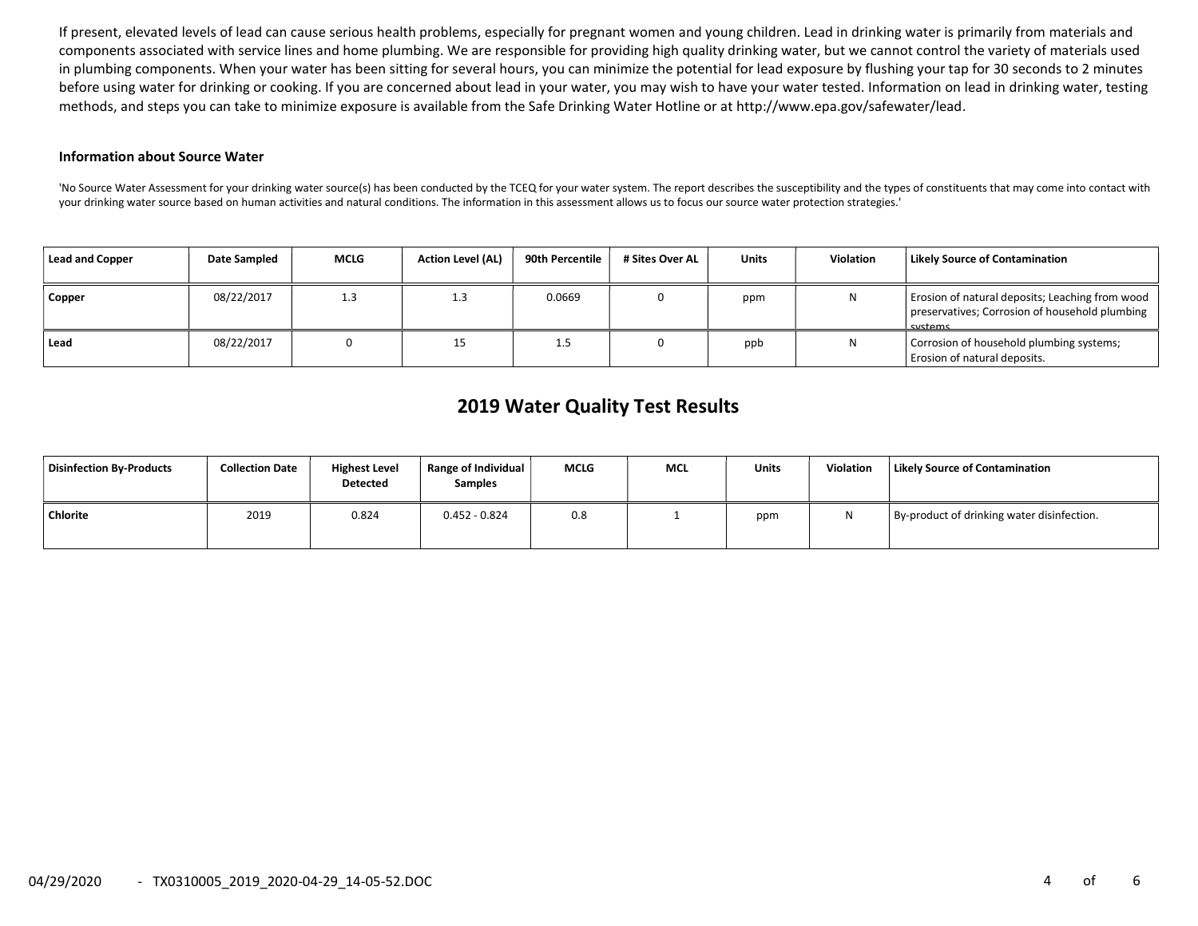If present, elevated levels of lead can cause serious health problems, especially for pregnant women and young children. Lead in drinking water is primarily from materials and components associated with service lines and home plumbing. We are responsible for providing high quality drinking water, but we cannot control the variety of materials used in plumbing components. When your water has been sitting for several hours, you can minimize the potential for lead exposure by flushing your tap for 30 seconds to 2 minutes before using water for drinking or cooking. If you are concerned about lead in your water, you may wish to have your water tested. Information on lead in drinking water, testing methods, and steps you can take to minimize exposure is available from the Safe Drinking Water Hotline or at http://www.epa.gov/safewater/lead.

#### Information about Source Water

'No Source Water Assessment for your drinking water source(s) has been conducted by the TCEQ for your water system. The report describes the susceptibility and the types of constituents that may come into contact with your drinking water source based on human activities and natural conditions. The information in this assessment allows us to focus our source water protection strategies.'

| Lead and Copper | Date Sampled | MCLG | Action Level (AL) | 90th Percentile | # Sites Over AL | Units | Violation | Likely Source of Contamination |
|---|---|---|---|---|---|---|---|---|
| Copper | 08/22/2017 | 1.3 | 1.3 | 0.0669 | 0 | ppm | N | Erosion of natural deposits; Leaching from wood preservatives; Corrosion of household plumbing systems. |
| Lead | 08/22/2017 | 0 | 15 | 1.5 | 0 | ppb | N | Corrosion of household plumbing systems; Erosion of natural deposits. |

## 2019 Water Quality Test Results

| Disinfection By-Products | Collection Date | Highest Level Detected | Range of Individual Samples | MCLG | MCL | Units | Violation | Likely Source of Contamination |
|---|---|---|---|---|---|---|---|---|
| Chlorite | 2019 | 0.824 | 0.452 - 0.824 | 0.8 | 1 | ppm | N | By-product of drinking water disinfection. |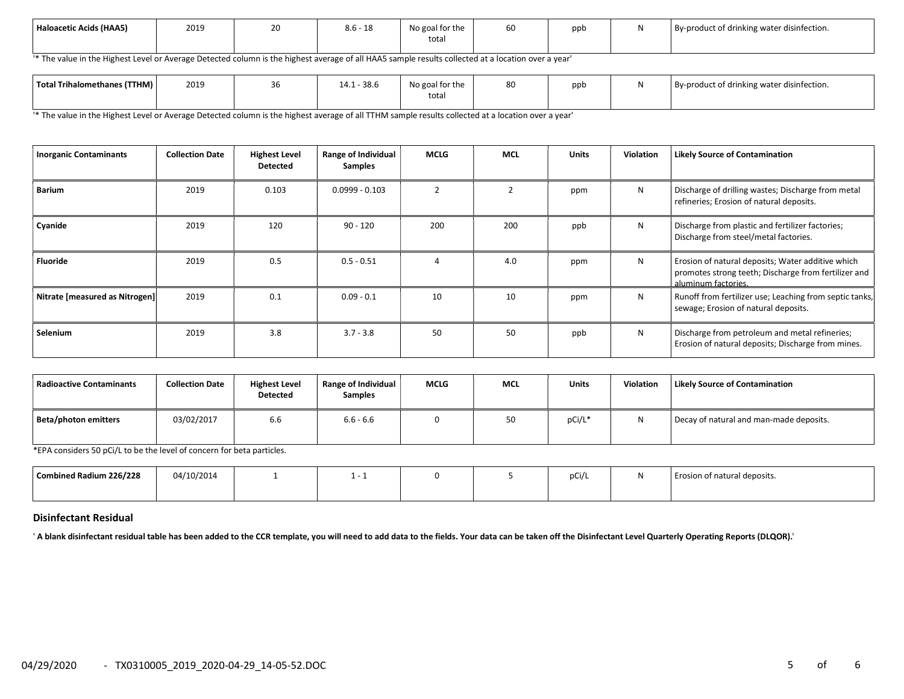| Haloacetic Acids (HAA5) | 2019 | 20 | 8.6 - 18 | No goal for the total | 60 | ppb | N | By-product of drinking water disinfection. |
|---|---|---|---|---|---|---|---|---|

'* The value in the Highest Level or Average Detected column is the highest average of all HAA5 sample results collected at a location over a year'

| Total Trihalomethanes (TTHM) | 2019 | 36 | 14.1 - 38.6 | No goal for the total | 80 | ppb | N | By-product of drinking water disinfection. |
|---|---|---|---|---|---|---|---|---|

'* The value in the Highest Level or Average Detected column is the highest average of all TTHM sample results collected at a location over a year'

| Inorganic Contaminants | Collection Date | Highest Level Detected | Range of Individual Samples | MCLG | MCL | Units | Violation | Likely Source of Contamination |
|---|---|---|---|---|---|---|---|---|
| Barium | 2019 | 0.103 | 0.0999 - 0.103 | 2 | 2 | ppm | N | Discharge of drilling wastes; Discharge from metal refineries; Erosion of natural deposits. |
| Cyanide | 2019 | 120 | 90 - 120 | 200 | 200 | ppb | N | Discharge from plastic and fertilizer factories; Discharge from steel/metal factories. |
| Fluoride | 2019 | 0.5 | 0.5 - 0.51 | 4 | 4.0 | ppm | N | Erosion of natural deposits; Water additive which promotes strong teeth; Discharge from fertilizer and aluminum factories. |
| Nitrate [measured as Nitrogen] | 2019 | 0.1 | 0.09 - 0.1 | 10 | 10 | ppm | N | Runoff from fertilizer use; Leaching from septic tanks, sewage; Erosion of natural deposits. |
| Selenium | 2019 | 3.8 | 3.7 - 3.8 | 50 | 50 | ppb | N | Discharge from petroleum and metal refineries; Erosion of natural deposits; Discharge from mines. |

| Radioactive Contaminants | Collection Date | Highest Level Detected | Range of Individual Samples | MCLG | MCL | Units | Violation | Likely Source of Contamination |
|---|---|---|---|---|---|---|---|---|
| Beta/photon emitters | 03/02/2017 | 6.6 | 6.6 - 6.6 | 0 | 50 | pCi/L* | N | Decay of natural and man-made deposits. |

*EPA considers 50 pCi/L to be the level of concern for beta particles.

| Combined Radium 226/228 | 04/10/2014 | 1 | 1 - 1 | 0 | 5 | pCi/L | N | Erosion of natural deposits. |
|---|---|---|---|---|---|---|---|---|

### Disinfectant Residual

**' A blank disinfectant residual table has been added to the CCR template, you will need to add data to the fields. Your data can be taken off the Disinfectant Level Quarterly Operating Reports (DLQOR).'**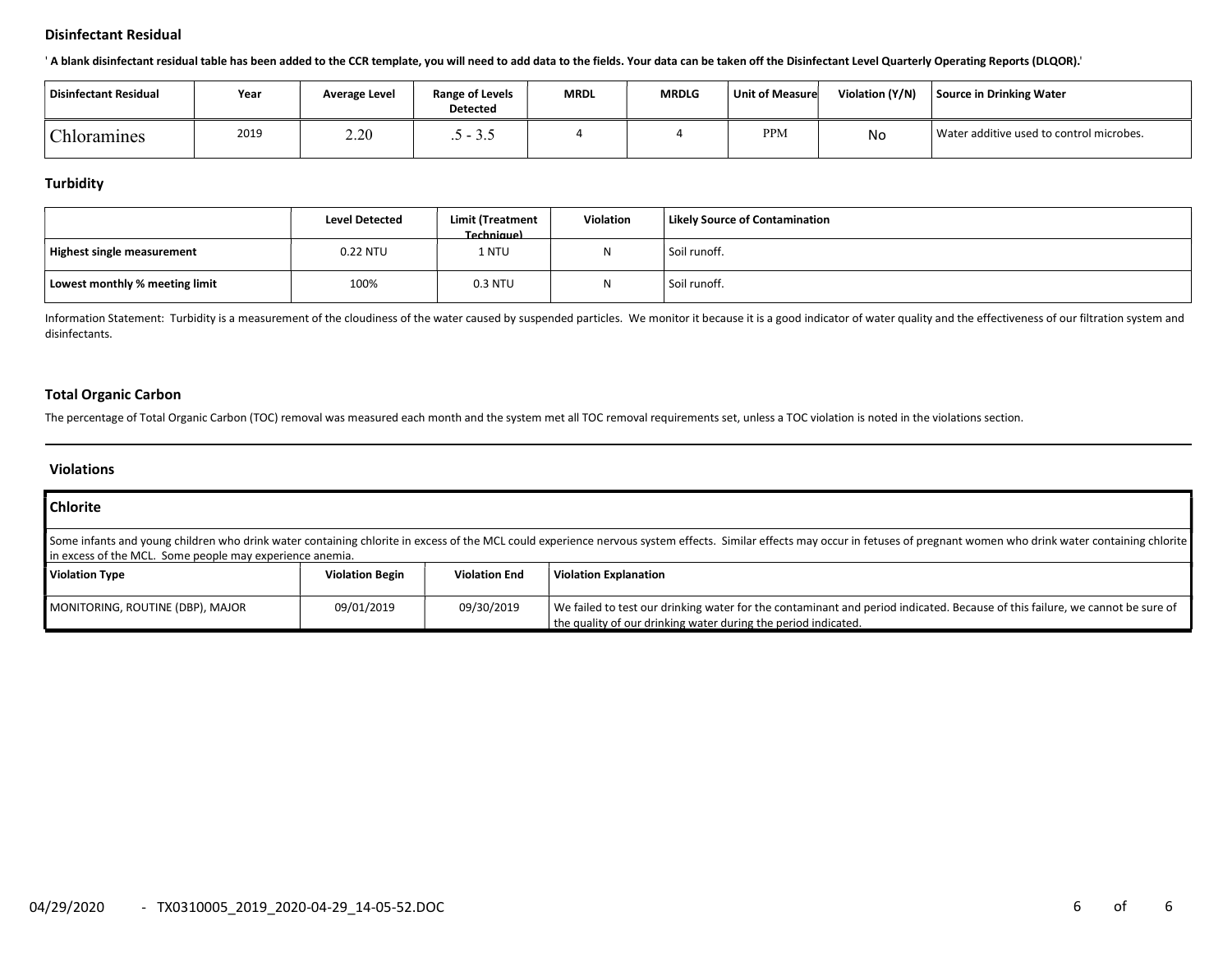### Disinfectant Residual

' A blank disinfectant residual table has been added to the CCR template, you will need to add data to the fields. Your data can be taken off the Disinfectant Level Quarterly Operating Reports (DLQOR).'

| Disinfectant Residual | Year | Average Level | Range of Levels Detected | MRDL | MRDLG | Unit of Measure | Violation (Y/N) | Source in Drinking Water |
|---|---|---|---|---|---|---|---|---|
| Chloramines | 2019 | 2.20 | .5 - 3.5 | 4 | 4 | PPM | No | Water additive used to control microbes. |

### Turbidity

| | Level Detected | Limit (Treatment Technique) | Violation | Likely Source of Contamination |
|---|---|---|---|---|
| Highest single measurement | 0.22 NTU | 1 NTU | N | Soil runoff. |
| Lowest monthly % meeting limit | 100% | 0.3 NTU | N | Soil runoff. |

Information Statement: Turbidity is a measurement of the cloudiness of the water caused by suspended particles. We monitor it because it is a good indicator of water quality and the effectiveness of our filtration system and disinfectants.

### Total Organic Carbon

The percentage of Total Organic Carbon (TOC) removal was measured each month and the system met all TOC removal requirements set, unless a TOC violation is noted in the violations section.

### Violations

**Chlorite**

Some infants and young children who drink water containing chlorite in excess of the MCL could experience nervous system effects. Similar effects may occur in fetuses of pregnant women who drink water containing chlorite in excess of the MCL. Some people may experience anemia.

| Violation Type | Violation Begin | Violation End | Violation Explanation |
|---|---|---|---|
| MONITORING, ROUTINE (DBP), MAJOR | 09/01/2019 | 09/30/2019 | We failed to test our drinking water for the contaminant and period indicated. Because of this failure, we cannot be sure of the quality of our drinking water during the period indicated. |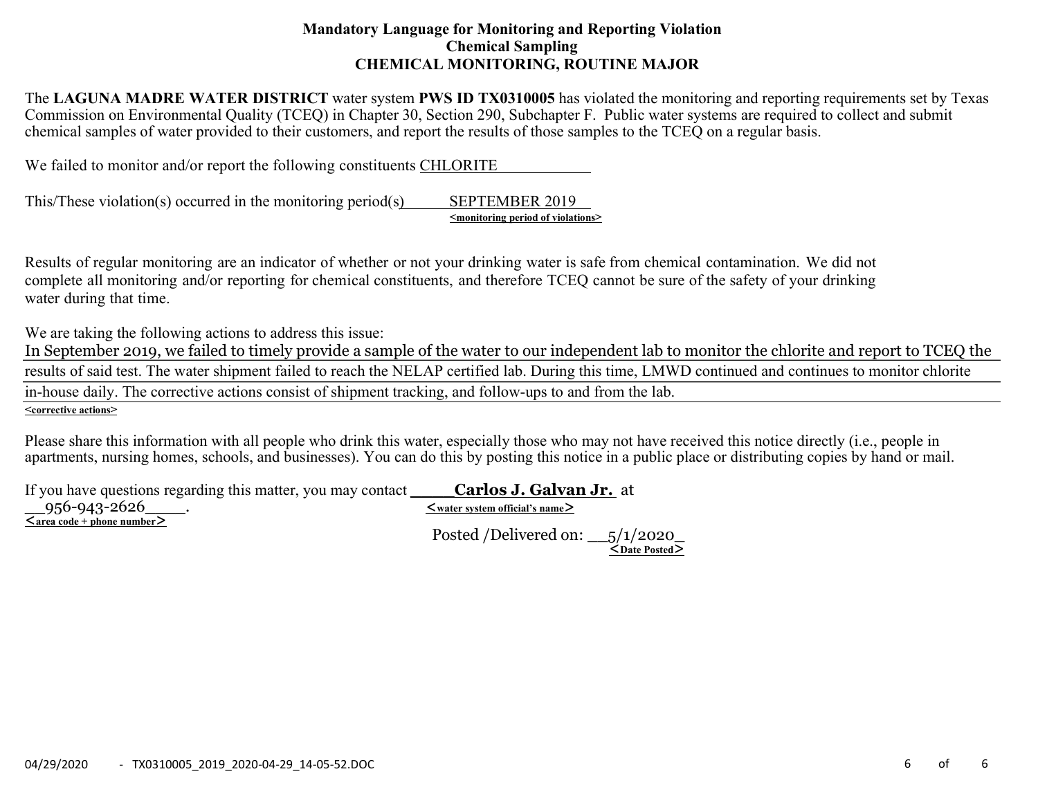**Mandatory Language for Monitoring and Reporting Violation**
**Chemical Sampling**
**CHEMICAL MONITORING, ROUTINE MAJOR**

The **LAGUNA MADRE WATER DISTRICT** water system **PWS ID TX0310005** has violated the monitoring and reporting requirements set by Texas Commission on Environmental Quality (TCEQ) in Chapter 30, Section 290, Subchapter F. Public water systems are required to collect and submit chemical samples of water provided to their customers, and report the results of those samples to the TCEQ on a regular basis.

We failed to monitor and/or report the following constituents CHLORITE

This/These violation(s) occurred in the monitoring period(s) SEPTEMBER 2019
<monitoring period of violations>

Results of regular monitoring are an indicator of whether or not your drinking water is safe from chemical contamination. We did not complete all monitoring and/or reporting for chemical constituents, and therefore TCEQ cannot be sure of the safety of your drinking water during that time.

We are taking the following actions to address this issue:
In September 2019, we failed to timely provide a sample of the water to our independent lab to monitor the chlorite and report to TCEQ the results of said test. The water shipment failed to reach the NELAP certified lab. During this time, LMWD continued and continues to monitor chlorite in-house daily. The corrective actions consist of shipment tracking, and follow-ups to and from the lab.
<corrective actions>

Please share this information with all people who drink this water, especially those who may not have received this notice directly (i.e., people in apartments, nursing homes, schools, and businesses). You can do this by posting this notice in a public place or distributing copies by hand or mail.

If you have questions regarding this matter, you may contact **Carlos J. Galvan Jr.** at 956-943-2626.
<water system official's name>
<area code + phone number>

Posted /Delivered on: 5/1/2020
<Date Posted>